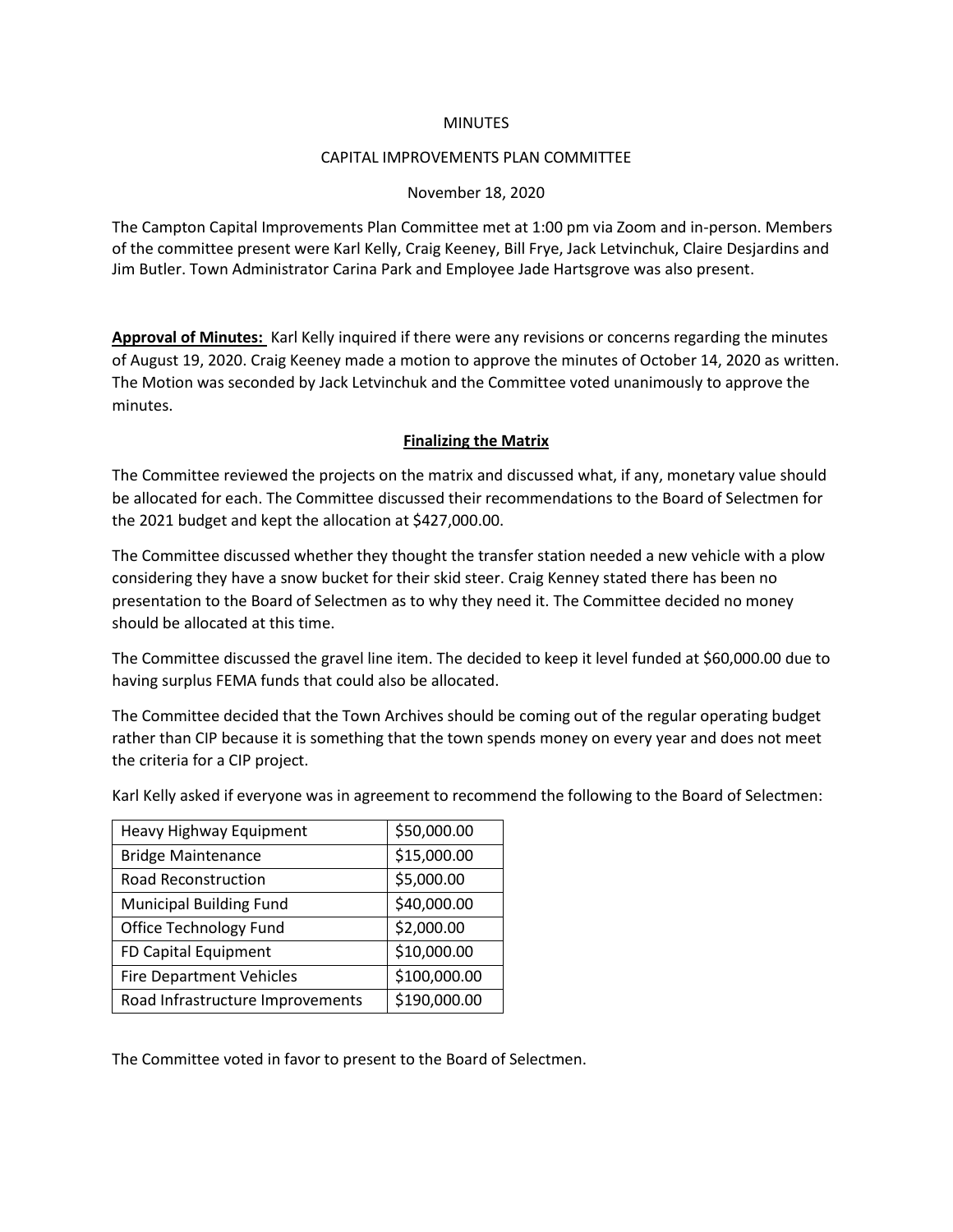MINUTES

CAPITAL IMPROVEMENTS PLAN COMMITTEE

November 18, 2020

The Campton Capital Improvements Plan Committee met at 1:00 pm via Zoom and in-person. Members of the committee present were Karl Kelly, Craig Keeney, Bill Frye, Jack Letvinchuk, Claire Desjardins and Jim Butler. Town Administrator Carina Park and Employee Jade Hartsgrove was also present.

**Approval of Minutes:** Karl Kelly inquired if there were any revisions or concerns regarding the minutes of August 19, 2020. Craig Keeney made a motion to approve the minutes of October 14, 2020 as written. The Motion was seconded by Jack Letvinchuk and the Committee voted unanimously to approve the minutes.

## Finalizing the Matrix

The Committee reviewed the projects on the matrix and discussed what, if any, monetary value should be allocated for each. The Committee discussed their recommendations to the Board of Selectmen for the 2021 budget and kept the allocation at $427,000.00.

The Committee discussed whether they thought the transfer station needed a new vehicle with a plow considering they have a snow bucket for their skid steer. Craig Kenney stated there has been no presentation to the Board of Selectmen as to why they need it. The Committee decided no money should be allocated at this time.

The Committee discussed the gravel line item. The decided to keep it level funded at $60,000.00 due to having surplus FEMA funds that could also be allocated.

The Committee decided that the Town Archives should be coming out of the regular operating budget rather than CIP because it is something that the town spends money on every year and does not meet the criteria for a CIP project.

Karl Kelly asked if everyone was in agreement to recommend the following to the Board of Selectmen:

| | |
|---|---|
| Heavy Highway Equipment | $50,000.00 |
| Bridge Maintenance | $15,000.00 |
| Road Reconstruction | $5,000.00 |
| Municipal Building Fund | $40,000.00 |
| Office Technology Fund | $2,000.00 |
| FD Capital Equipment | $10,000.00 |
| Fire Department Vehicles | $100,000.00 |
| Road Infrastructure Improvements | $190,000.00 |

The Committee voted in favor to present to the Board of Selectmen.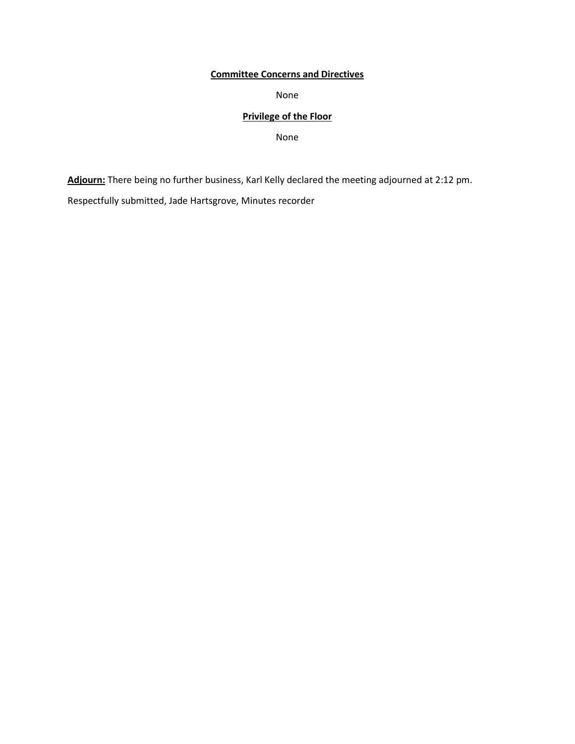**Committee Concerns and Directives**

None

**Privilege of the Floor**

None

**Adjourn:** There being no further business, Karl Kelly declared the meeting adjourned at 2:12 pm.

Respectfully submitted, Jade Hartsgrove, Minutes recorder